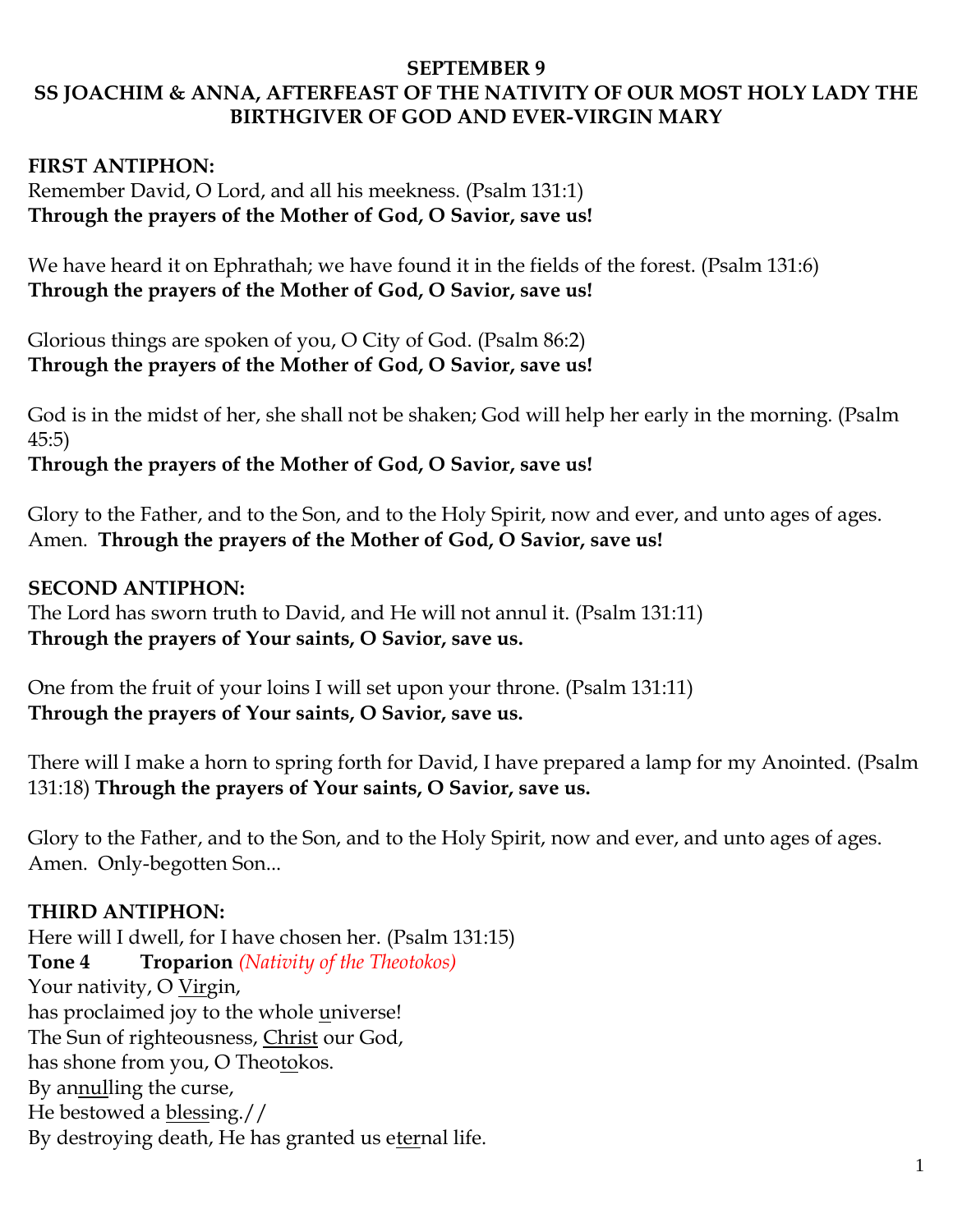# SEPTEMBER 9
## SS JOACHIM & ANNA, AFTERFEAST OF THE NATIVITY OF OUR MOST HOLY LADY THE BIRTHGIVER OF GOD AND EVER-VIRGIN MARY

**FIRST ANTIPHON:**
Remember David, O Lord, and all his meekness. (Psalm 131:1)
**Through the prayers of the Mother of God, O Savior, save us!**

We have heard it on Ephrathah; we have found it in the fields of the forest. (Psalm 131:6)
**Through the prayers of the Mother of God, O Savior, save us!**

Glorious things are spoken of you, O City of God. (Psalm 86:2)
**Through the prayers of the Mother of God, O Savior, save us!**

God is in the midst of her, she shall not be shaken; God will help her early in the morning. (Psalm 45:5)
**Through the prayers of the Mother of God, O Savior, save us!**

Glory to the Father, and to the Son, and to the Holy Spirit, now and ever, and unto ages of ages. Amen. **Through the prayers of the Mother of God, O Savior, save us!**

**SECOND ANTIPHON:**
The Lord has sworn truth to David, and He will not annul it. (Psalm 131:11)
**Through the prayers of Your saints, O Savior, save us.**

One from the fruit of your loins I will set upon your throne. (Psalm 131:11)
**Through the prayers of Your saints, O Savior, save us.**

There will I make a horn to spring forth for David, I have prepared a lamp for my Anointed. (Psalm 131:18) **Through the prayers of Your saints, O Savior, save us.**

Glory to the Father, and to the Son, and to the Holy Spirit, now and ever, and unto ages of ages. Amen. Only-begotten Son...

**THIRD ANTIPHON:**
Here will I dwell, for I have chosen her. (Psalm 131:15)
**Tone 4 Troparion** *(Nativity of the Theotokos)*
Your nativity, O Virgin,
has proclaimed joy to the whole universe!
The Sun of righteousness, Christ our God,
has shone from you, O Theotokos.
By annulling the curse,
He bestowed a blessing.//
By destroying death, He has granted us eternal life.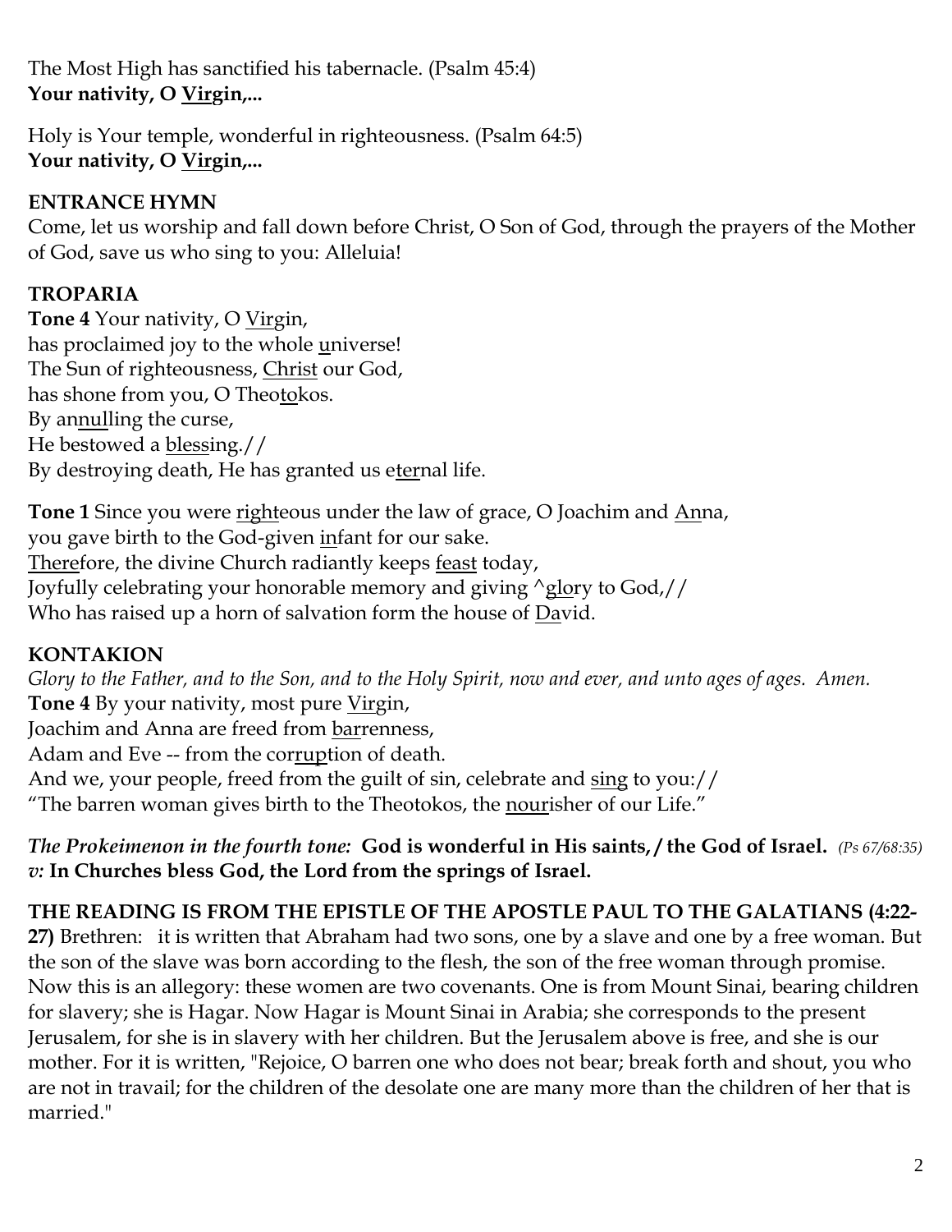The Most High has sanctified his tabernacle. (Psalm 45:4)
**Your nativity, O Virgin,...**

Holy is Your temple, wonderful in righteousness. (Psalm 64:5)
**Your nativity, O Virgin,...**

**ENTRANCE HYMN**

Come, let us worship and fall down before Christ, O Son of God, through the prayers of the Mother of God, save us who sing to you: Alleluia!

**TROPARIA**

**Tone 4** Your nativity, O Virgin,
has proclaimed joy to the whole universe!
The Sun of righteousness, Christ our God,
has shone from you, O Theotokos.
By annulling the curse,
He bestowed a blessing.//
By destroying death, He has granted us eternal life.

**Tone 1** Since you were righteous under the law of grace, O Joachim and Anna,
you gave birth to the God-given infant for our sake.
Therefore, the divine Church radiantly keeps feast today,
Joyfully celebrating your honorable memory and giving ^glory to God,//
Who has raised up a horn of salvation form the house of David.

**KONTAKION**

*Glory to the Father, and to the Son, and to the Holy Spirit, now and ever, and unto ages of ages. Amen.*
**Tone 4** By your nativity, most pure Virgin,
Joachim and Anna are freed from barrenness,
Adam and Eve -- from the corruption of death.
And we, your people, freed from the guilt of sin, celebrate and sing to you://
"The barren woman gives birth to the Theotokos, the nourisher of our Life."

***The Prokeimenon in the fourth tone:*** **God is wonderful in His saints, / the God of Israel.** *(Ps 67/68:35)*
***v:*** **In Churches bless God, the Lord from the springs of Israel.**

**THE READING IS FROM THE EPISTLE OF THE APOSTLE PAUL TO THE GALATIANS (4:22-27)** Brethren: it is written that Abraham had two sons, one by a slave and one by a free woman. But the son of the slave was born according to the flesh, the son of the free woman through promise. Now this is an allegory: these women are two covenants. One is from Mount Sinai, bearing children for slavery; she is Hagar. Now Hagar is Mount Sinai in Arabia; she corresponds to the present Jerusalem, for she is in slavery with her children. But the Jerusalem above is free, and she is our mother. For it is written, "Rejoice, O barren one who does not bear; break forth and shout, you who are not in travail; for the children of the desolate one are many more than the children of her that is married."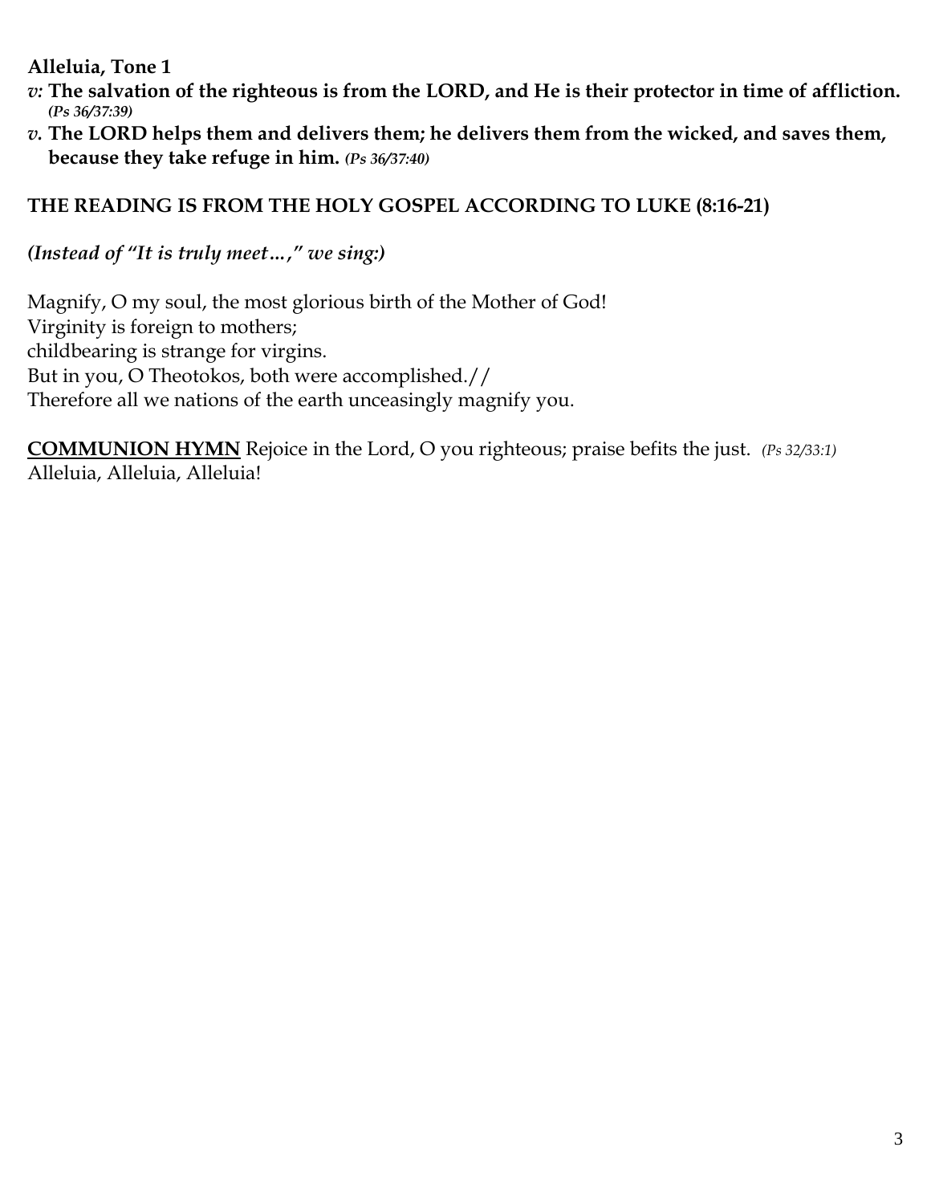**Alleluia, Tone 1**

*v:* **The salvation of the righteous is from the LORD, and He is their protector in time of affliction.** ***(Ps 36/37:39)***

*v.* **The LORD helps them and delivers them; he delivers them from the wicked, and saves them, because they take refuge in him.** ***(Ps 36/37:40)***

**THE READING IS FROM THE HOLY GOSPEL ACCORDING TO LUKE (8:16-21)**

***(Instead of "It is truly meet…," we sing:)***

Magnify, O my soul, the most glorious birth of the Mother of God!
Virginity is foreign to mothers;
childbearing is strange for virgins.
But in you, O Theotokos, both were accomplished.//
Therefore all we nations of the earth unceasingly magnify you.

<u>**COMMUNION HYMN**</u> Rejoice in the Lord, O you righteous; praise befits the just. *(Ps 32/33:1)*
Alleluia, Alleluia, Alleluia!